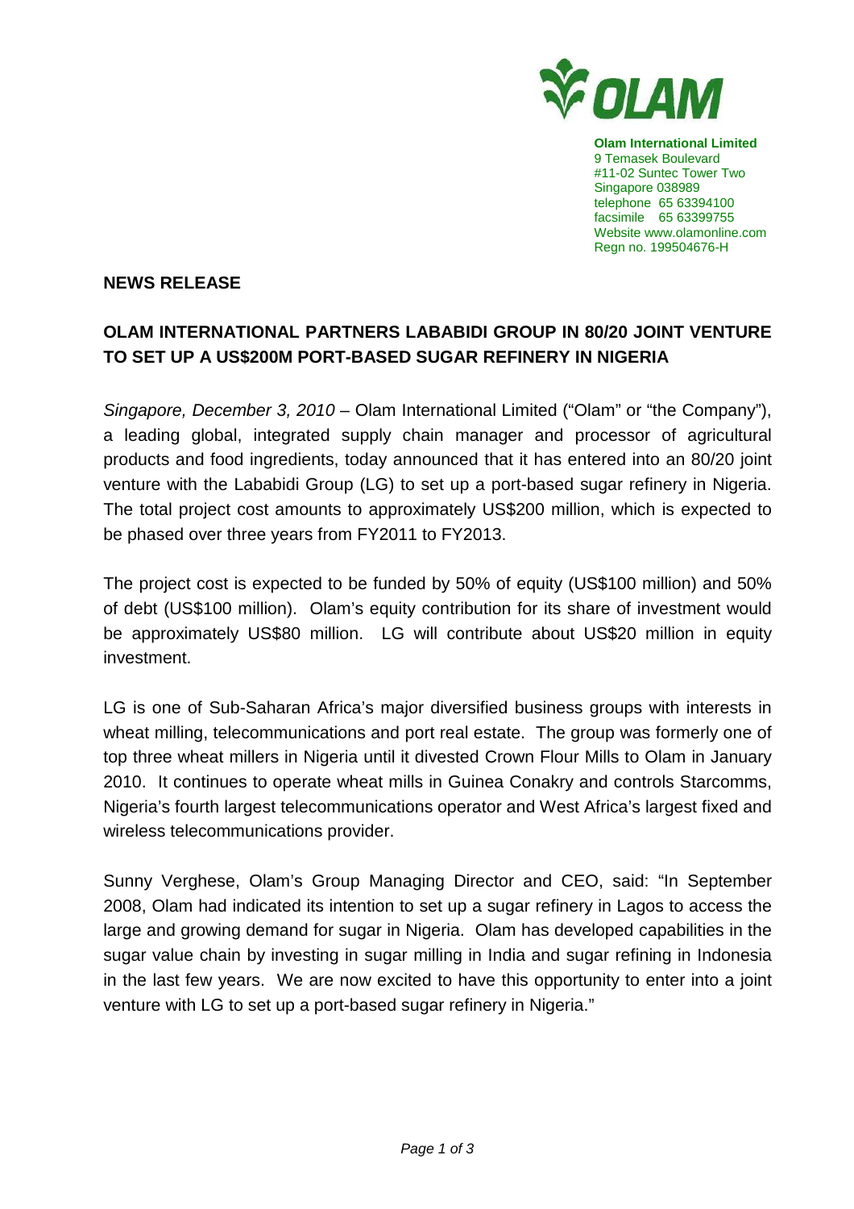**Olam International Limited**
9 Temasek Boulevard
#11-02 Suntec Tower Two
Singapore 038989
telephone 65 63394100
facsimile 65 63399755
Website www.olamonline.com
Regn no. 199504676-H

**NEWS RELEASE**

## OLAM INTERNATIONAL PARTNERS LABABIDI GROUP IN 80/20 JOINT VENTURE TO SET UP A US$200M PORT-BASED SUGAR REFINERY IN NIGERIA

*Singapore, December 3, 2010* – Olam International Limited ("Olam" or "the Company"), a leading global, integrated supply chain manager and processor of agricultural products and food ingredients, today announced that it has entered into an 80/20 joint venture with the Lababidi Group (LG) to set up a port-based sugar refinery in Nigeria. The total project cost amounts to approximately US$200 million, which is expected to be phased over three years from FY2011 to FY2013.

The project cost is expected to be funded by 50% of equity (US$100 million) and 50% of debt (US$100 million). Olam's equity contribution for its share of investment would be approximately US$80 million. LG will contribute about US$20 million in equity investment.

LG is one of Sub-Saharan Africa's major diversified business groups with interests in wheat milling, telecommunications and port real estate. The group was formerly one of top three wheat millers in Nigeria until it divested Crown Flour Mills to Olam in January 2010. It continues to operate wheat mills in Guinea Conakry and controls Starcomms, Nigeria's fourth largest telecommunications operator and West Africa's largest fixed and wireless telecommunications provider.

Sunny Verghese, Olam's Group Managing Director and CEO, said: "In September 2008, Olam had indicated its intention to set up a sugar refinery in Lagos to access the large and growing demand for sugar in Nigeria. Olam has developed capabilities in the sugar value chain by investing in sugar milling in India and sugar refining in Indonesia in the last few years. We are now excited to have this opportunity to enter into a joint venture with LG to set up a port-based sugar refinery in Nigeria."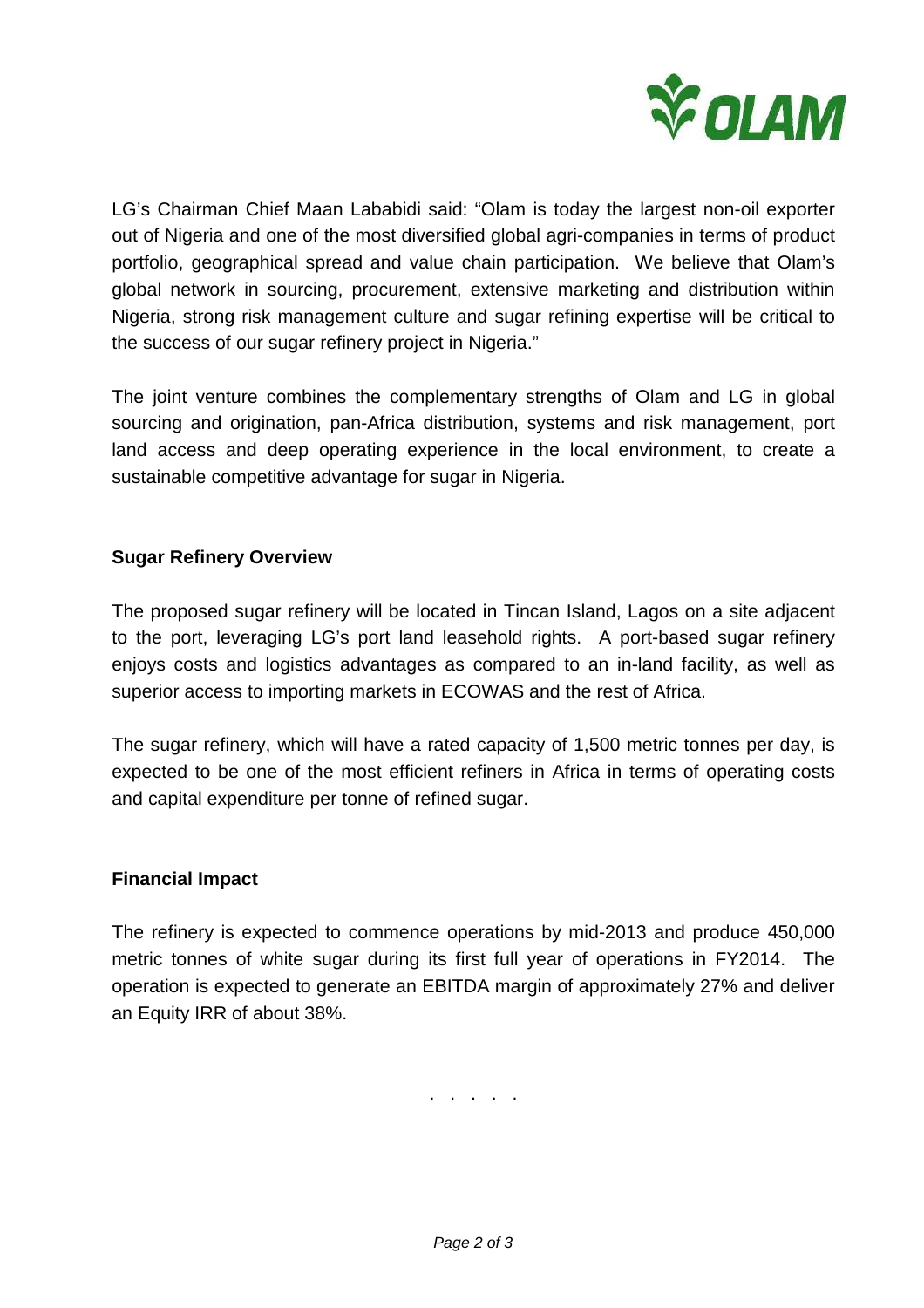LG's Chairman Chief Maan Lababidi said: "Olam is today the largest non-oil exporter out of Nigeria and one of the most diversified global agri-companies in terms of product portfolio, geographical spread and value chain participation. We believe that Olam's global network in sourcing, procurement, extensive marketing and distribution within Nigeria, strong risk management culture and sugar refining expertise will be critical to the success of our sugar refinery project in Nigeria."

The joint venture combines the complementary strengths of Olam and LG in global sourcing and origination, pan-Africa distribution, systems and risk management, port land access and deep operating experience in the local environment, to create a sustainable competitive advantage for sugar in Nigeria.

**Sugar Refinery Overview**

The proposed sugar refinery will be located in Tincan Island, Lagos on a site adjacent to the port, leveraging LG's port land leasehold rights. A port-based sugar refinery enjoys costs and logistics advantages as compared to an in-land facility, as well as superior access to importing markets in ECOWAS and the rest of Africa.

The sugar refinery, which will have a rated capacity of 1,500 metric tonnes per day, is expected to be one of the most efficient refiners in Africa in terms of operating costs and capital expenditure per tonne of refined sugar.

**Financial Impact**

The refinery is expected to commence operations by mid-2013 and produce 450,000 metric tonnes of white sugar during its first full year of operations in FY2014. The operation is expected to generate an EBITDA margin of approximately 27% and deliver an Equity IRR of about 38%.

. . . . .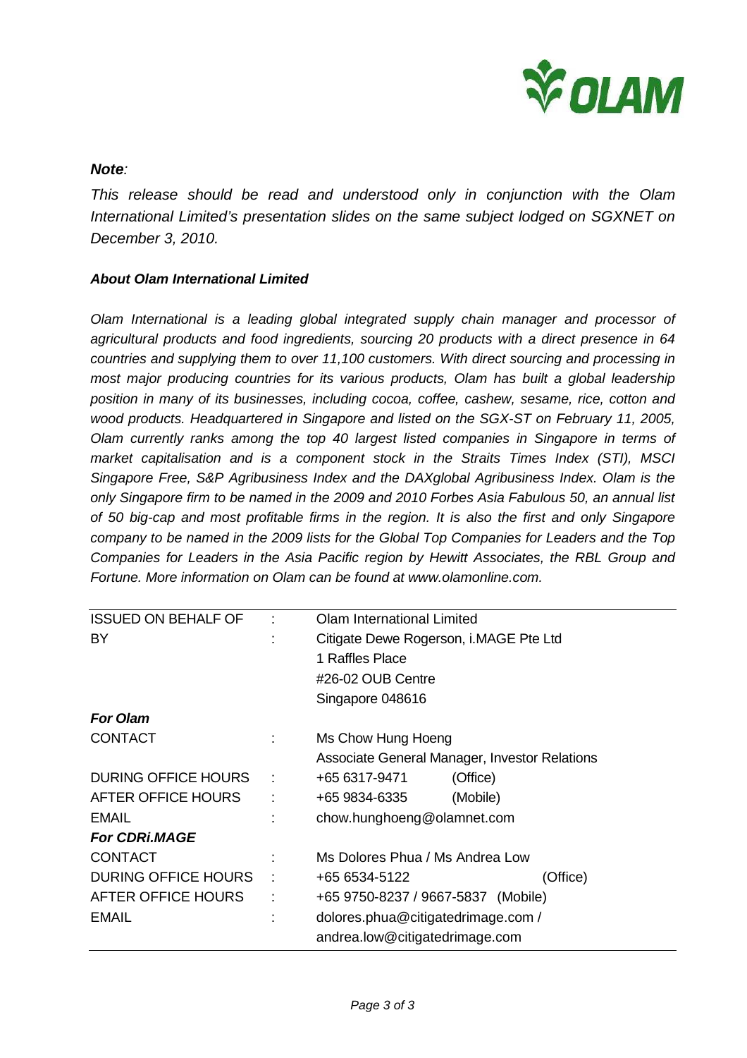***Note**:*

*This release should be read and understood only in conjunction with the Olam International Limited's presentation slides on the same subject lodged on SGXNET on December 3, 2010.*

***About Olam International Limited***

*Olam International is a leading global integrated supply chain manager and processor of agricultural products and food ingredients, sourcing 20 products with a direct presence in 64 countries and supplying them to over 11,100 customers. With direct sourcing and processing in most major producing countries for its various products, Olam has built a global leadership position in many of its businesses, including cocoa, coffee, cashew, sesame, rice, cotton and wood products. Headquartered in Singapore and listed on the SGX-ST on February 11, 2005, Olam currently ranks among the top 40 largest listed companies in Singapore in terms of market capitalisation and is a component stock in the Straits Times Index (STI), MSCI Singapore Free, S&P Agribusiness Index and the DAXglobal Agribusiness Index. Olam is the only Singapore firm to be named in the 2009 and 2010 Forbes Asia Fabulous 50, an annual list of 50 big-cap and most profitable firms in the region. It is also the first and only Singapore company to be named in the 2009 lists for the Global Top Companies for Leaders and the Top Companies for Leaders in the Asia Pacific region by Hewitt Associates, the RBL Group and Fortune. More information on Olam can be found at www.olamonline.com.*

| | | |
|---|---|---|
| ISSUED ON BEHALF OF | : | Olam International Limited |
| BY | : | Citigate Dewe Rogerson, i.MAGE Pte Ltd<br>1 Raffles Place<br>#26-02 OUB Centre<br>Singapore 048616 |
| ***For Olam*** | | |
| CONTACT | : | Ms Chow Hung Hoeng<br>Associate General Manager, Investor Relations |
| DURING OFFICE HOURS | : | +65 6317-9471 (Office) |
| AFTER OFFICE HOURS | : | +65 9834-6335 (Mobile) |
| EMAIL | : | chow.hunghoeng@olamnet.com |
| ***For CDRi.MAGE*** | | |
| CONTACT | : | Ms Dolores Phua / Ms Andrea Low |
| DURING OFFICE HOURS | : | +65 6534-5122 (Office) |
| AFTER OFFICE HOURS | : | +65 9750-8237 / 9667-5837 (Mobile) |
| EMAIL | : | dolores.phua@citigatedrimage.com /<br>andrea.low@citigatedrimage.com |